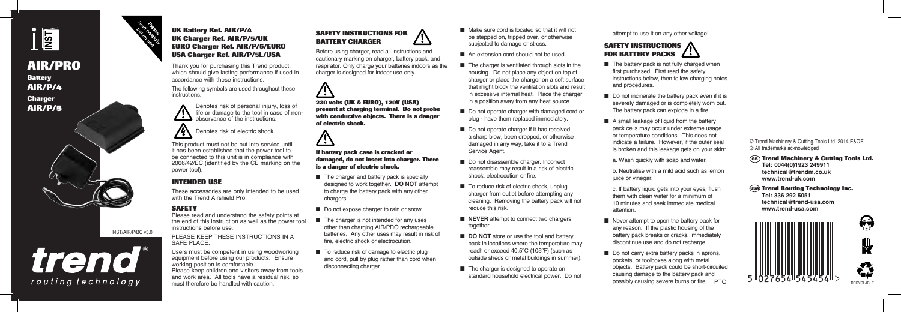# AIR/PRO

**Battery**
**AIR/P/4**
**Charger**
**AIR/P/5**

Please read carefully before use

INST/AIR/P/BC v5.0

trend®
routing technology

### UK Battery Ref. AIR/P/4
### UK Charger Ref. AIR/P/5/UK
### EURO Charger Ref. AIR/P/5/EURO
### USA Charger Ref. AIR/P/5L/USA

Thank you for purchasing this Trend product, which should give lasting performance if used in accordance with these instructions.

The following symbols are used throughout these instructions.

Denotes risk of personal injury, loss of life or damage to the tool in case of non-observance of the instructions.

Denotes risk of electric shock.

This product must not be put into service until it has been established that the power tool to be connected to this unit is in compliance with 2006/42/EC (identified by the CE marking on the power tool).

## INTENDED USE

These accessories are only intended to be used with the Trend Airshield Pro.

## SAFETY

Please read and understand the safety points at the end of this instruction as well as the power tool instructions before use.

PLEASE KEEP THESE INSTRUCTIONS IN A SAFE PLACE.

Users must be competent in using woodworking equipment before using our products. Ensure working position is comfortable.
Please keep children and visitors away from tools and work area. All tools have a residual risk, so must therefore be handled with caution.

## SAFETY INSTRUCTIONS FOR BATTERY CHARGER

Before using charger, read all instructions and cautionary marking on charger, battery pack, and respirator. Only charge your batteries indoors as the charger is designed for indoor use only.

**230 volts (UK & EURO), 120V (USA) present at charging terminal. Do not probe with conductive objects. There is a danger of electric shock.**

**If battery pack case is cracked or damaged, do not insert into charger. There is a danger of electric shock.**

- The charger and battery pack is specially designed to work together. **DO NOT** attempt to charge the battery pack with any other chargers.
- Do not expose charger to rain or snow.
- The charger is not intended for any uses other than charging AIR/PRO rechargeable batteries. Any other uses may result in risk of fire, electric shock or electrocution.
- To reduce risk of damage to electric plug and cord, pull by plug rather than cord when disconnecting charger.
- Make sure cord is located so that it will not be stepped on, tripped over, or otherwise subjected to damage or stress.
- An extension cord should not be used.
- The charger is ventilated through slots in the housing. Do not place any object on top of charger or place the charger on a soft surface that might block the ventilation slots and result in excessive internal heat. Place the charger in a position away from any heat source.
- Do not operate charger with damaged cord or plug - have them replaced immediately.
- Do not operate charger if it has received a sharp blow, been dropped, or otherwise damaged in any way; take it to a Trend Service Agent.
- Do not disassemble charger. Incorrect reassemble may result in a risk of electric shock, electrocution or fire.
- To reduce risk of electric shock, unplug charger from outlet before attempting any cleaning. Removing the battery pack will not reduce this risk.
- **NEVER** attempt to connect two chargers together.
- **DO NOT** store or use the tool and battery pack in locations where the temperature may reach or exceed 40.5ºC (105ºF) (such as outside sheds or metal buildings in summer).
- The charger is designed to operate on standard household electrical power. Do not attempt to use it on any other voltage!

## SAFETY INSTRUCTIONS FOR BATTERY PACKS

- The battery pack is not fully charged when first purchased. First read the safety instructions below, then follow charging notes and procedures.
- Do not incinerate the battery pack even if it is severely damaged or is completely worn out. The battery pack can explode in a fire.
- A small leakage of liquid from the battery pack cells may occur under extreme usage or temperature conditions. This does not indicate a failure. However, if the outer seal is broken and this leakage gets on your skin:

  a. Wash quickly with soap and water.

  b. Neutralise with a mild acid such as lemon juice or vinegar.

  c. If battery liquid gets into your eyes, flush them with clean water for a minimum of 10 minutes and seek immediate medical attention.
- Never attempt to open the battery pack for any reason. If the plastic housing of the battery pack breaks or cracks, immediately discontinue use and do not recharge.
- Do not carry extra battery packs in aprons, pockets, or toolboxes along with metal objects. Battery pack could be short-circuited causing damage to the battery pack and possibly causing severe burns or fire. PTO

© Trend Machinery & Cutting Tools Ltd. 2014 E&OE
® All trademarks acknowledged

**(GB) Trend Machinery & Cutting Tools Ltd.**
**Tel: 0044(0)1923 249911**
**technical@trendm.co.uk**
**www.trend-uk.com**

**(USA) Trend Routing Technology Inc.**
**Tel: 336 292 5051**
**technical@trend-usa.com**
**www.trend-usa.com**

5 027654 545454 >

RECYCLABLE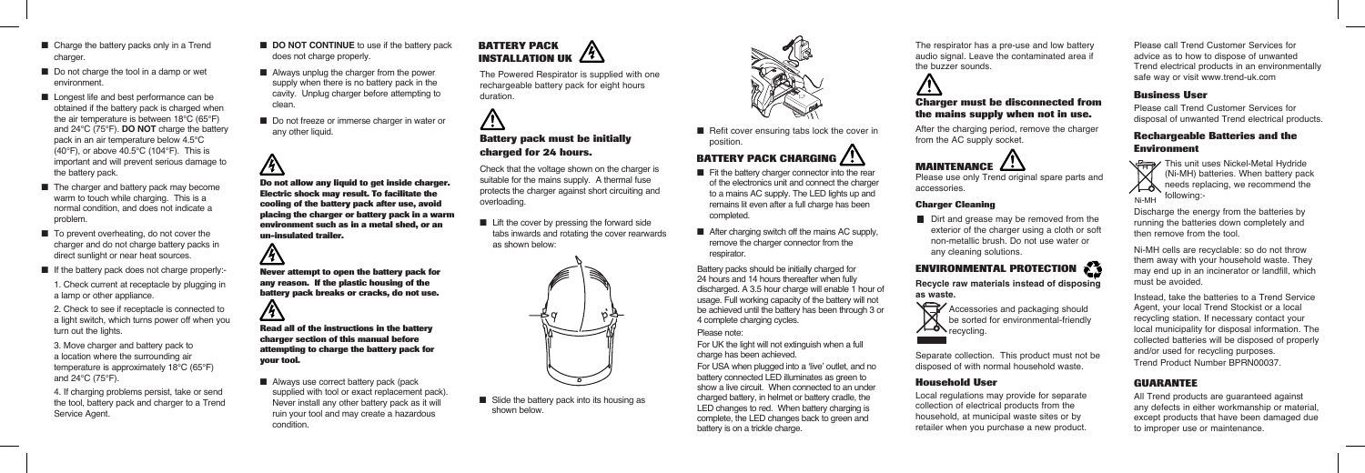- Charge the battery packs only in a Trend charger.
- Do not charge the tool in a damp or wet environment.
- Longest life and best performance can be obtained if the battery pack is charged when the air temperature is between 18°C (65°F) and 24°C (75°F). **DO NOT** charge the battery pack in an air temperature below 4.5°C (40°F), or above 40.5°C (104°F). This is important and will prevent serious damage to the battery pack.
- The charger and battery pack may become warm to touch while charging. This is a normal condition, and does not indicate a problem.
- To prevent overheating, do not cover the charger and do not charge battery packs in direct sunlight or near heat sources.
- If the battery pack does not charge properly:-

  1. Check current at receptacle by plugging in a lamp or other appliance.

  2. Check to see if receptacle is connected to a light switch, which turns power off when you turn out the lights.

  3. Move charger and battery pack to a location where the surrounding air temperature is approximately 18°C (65°F) and 24°C (75°F).

  4. If charging problems persist, take or send the tool, battery pack and charger to a Trend Service Agent.

- **DO NOT CONTINUE** to use if the battery pack does not charge properly.
- Always unplug the charger from the power supply when there is no battery pack in the cavity. Unplug charger before attempting to clean.
- Do not freeze or immerse charger in water or any other liquid.

**Do not allow any liquid to get inside charger. Electric shock may result. To facilitate the cooling of the battery pack after use, avoid placing the charger or battery pack in a warm environment such as in a metal shed, or an un-insulated trailer.**

**Never attempt to open the battery pack for any reason. If the plastic housing of the battery pack breaks or cracks, do not use.**

**Read all of the instructions in the battery charger section of this manual before attempting to charge the battery pack for your tool.**

- Always use correct battery pack (pack supplied with tool or exact replacement pack). Never install any other battery pack as it will ruin your tool and may create a hazardous condition.

## BATTERY PACK INSTALLATION UK

The Powered Respirator is supplied with one rechargeable battery pack for eight hours duration.

### Battery pack must be initially charged for 24 hours.

Check that the voltage shown on the charger is suitable for the mains supply. A thermal fuse protects the charger against short circuiting and overloading.

- Lift the cover by pressing the forward side tabs inwards and rotating the cover rearwards as shown below:

- Slide the battery pack into its housing as shown below.

- Refit cover ensuring tabs lock the cover in position.

## BATTERY PACK CHARGING

- Fit the battery charger connector into the rear of the electronics unit and connect the charger to a mains AC supply. The LED lights up and remains lit even after a full charge has been completed.
- After charging switch off the mains AC supply, remove the charger connector from the respirator.

Battery packs should be initially charged for 24 hours and 14 hours thereafter when fully discharged. A 3.5 hour charge will enable 1 hour of usage. Full working capacity of the battery will not be achieved until the battery has been through 3 or 4 complete charging cycles.

Please note:

For UK the light will not extinguish when a full charge has been achieved.

For USA when plugged into a 'live' outlet, and no battery connected LED illuminates as green to show a live circuit. When connected to an under charged battery, in helmet or battery cradle, the LED changes to red. When battery charging is complete, the LED changes back to green and battery is on a trickle charge.

The respirator has a pre-use and low battery audio signal. Leave the contaminated area if the buzzer sounds.

### Charger must be disconnected from the mains supply when not in use.

After the charging period, remove the charger from the AC supply socket.

## MAINTENANCE

Please use only Trend original spare parts and accessories.

### Charger Cleaning

- Dirt and grease may be removed from the exterior of the charger using a cloth or soft non-metallic brush. Do not use water or any cleaning solutions.

## ENVIRONMENTAL PROTECTION

**Recycle raw materials instead of disposing as waste.**

Accessories and packaging should be sorted for environmental-friendly recycling.

Separate collection. This product must not be disposed of with normal household waste.

### Household User

Local regulations may provide for separate collection of electrical products from the household, at municipal waste sites or by retailer when you purchase a new product.

Please call Trend Customer Services for advice as to how to dispose of unwanted Trend electrical products in an environmentally safe way or visit www.trend-uk.com

### Business User

Please call Trend Customer Services for disposal of unwanted Trend electrical products.

### Rechargeable Batteries and the Environment

Ni-MH

This unit uses Nickel-Metal Hydride (Ni-MH) batteries. When battery pack needs replacing, we recommend the following:-

Discharge the energy from the batteries by running the batteries down completely and then remove from the tool.

Ni-MH cells are recyclable: so do not throw them away with your household waste. They may end up in an incinerator or landfill, which must be avoided.

Instead, take the batteries to a Trend Service Agent, your local Trend Stockist or a local recycling station. If necessary contact your local municipality for disposal information. The collected batteries will be disposed of properly and/or used for recycling purposes.

Trend Product Number BPRN00037.

## GUARANTEE

All Trend products are guaranteed against any defects in either workmanship or material, except products that have been damaged due to improper use or maintenance.